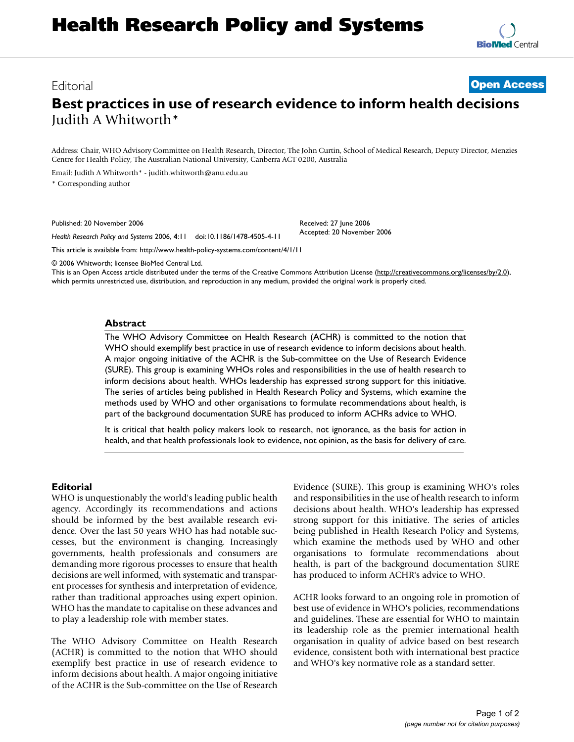# Health Research Policy and Systems

Editorial **Open Access**

# Best practices in use of research evidence to inform health decisions

Judith A Whitworth*

Address: Chair, WHO Advisory Committee on Health Research, Director, The John Curtin, School of Medical Research, Deputy Director, Menzies Centre for Health Policy, The Australian National University, Canberra ACT 0200, Australia

Email: Judith A Whitworth* - judith.whitworth@anu.edu.au

* Corresponding author

Published: 20 November 2006

*Health Research Policy and Systems* 2006, **4**:11 doi:10.1186/1478-4505-4-11

Received: 27 June 2006

Accepted: 20 November 2006

This article is available from: http://www.health-policy-systems.com/content/4/1/11

© 2006 Whitworth; licensee BioMed Central Ltd.

This is an Open Access article distributed under the terms of the Creative Commons Attribution License (http://creativecommons.org/licenses/by/2.0), which permits unrestricted use, distribution, and reproduction in any medium, provided the original work is properly cited.

## Abstract

The WHO Advisory Committee on Health Research (ACHR) is committed to the notion that WHO should exemplify best practice in use of research evidence to inform decisions about health. A major ongoing initiative of the ACHR is the Sub-committee on the Use of Research Evidence (SURE). This group is examining WHOs roles and responsibilities in the use of health research to inform decisions about health. WHOs leadership has expressed strong support for this initiative. The series of articles being published in Health Research Policy and Systems, which examine the methods used by WHO and other organisations to formulate recommendations about health, is part of the background documentation SURE has produced to inform ACHRs advice to WHO.

It is critical that health policy makers look to research, not ignorance, as the basis for action in health, and that health professionals look to evidence, not opinion, as the basis for delivery of care.

## Editorial

WHO is unquestionably the world's leading public health agency. Accordingly its recommendations and actions should be informed by the best available research evidence. Over the last 50 years WHO has had notable successes, but the environment is changing. Increasingly governments, health professionals and consumers are demanding more rigorous processes to ensure that health decisions are well informed, with systematic and transparent processes for synthesis and interpretation of evidence, rather than traditional approaches using expert opinion. WHO has the mandate to capitalise on these advances and to play a leadership role with member states.

The WHO Advisory Committee on Health Research (ACHR) is committed to the notion that WHO should exemplify best practice in use of research evidence to inform decisions about health. A major ongoing initiative of the ACHR is the Sub-committee on the Use of Research Evidence (SURE). This group is examining WHO's roles and responsibilities in the use of health research to inform decisions about health. WHO's leadership has expressed strong support for this initiative. The series of articles being published in Health Research Policy and Systems, which examine the methods used by WHO and other organisations to formulate recommendations about health, is part of the background documentation SURE has produced to inform ACHR's advice to WHO.

ACHR looks forward to an ongoing role in promotion of best use of evidence in WHO's policies, recommendations and guidelines. These are essential for WHO to maintain its leadership role as the premier international health organisation in quality of advice based on best research evidence, consistent both with international best practice and WHO's key normative role as a standard setter.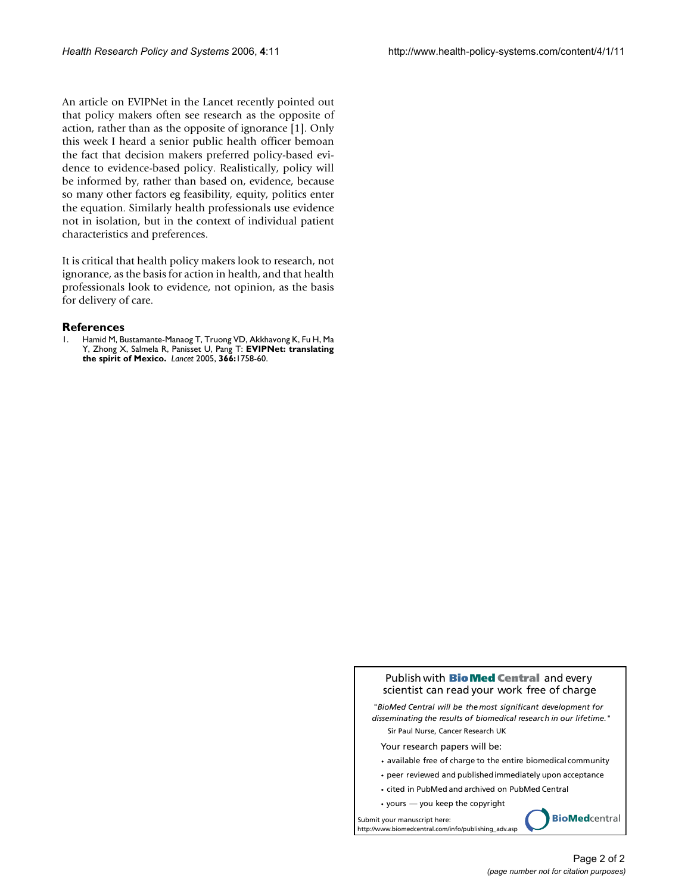An article on EVIPNet in the Lancet recently pointed out that policy makers often see research as the opposite of action, rather than as the opposite of ignorance [1]. Only this week I heard a senior public health officer bemoan the fact that decision makers preferred policy-based evidence to evidence-based policy. Realistically, policy will be informed by, rather than based on, evidence, because so many other factors eg feasibility, equity, politics enter the equation. Similarly health professionals use evidence not in isolation, but in the context of individual patient characteristics and preferences.

It is critical that health policy makers look to research, not ignorance, as the basis for action in health, and that health professionals look to evidence, not opinion, as the basis for delivery of care.

## References

1. Hamid M, Bustamante-Manaog T, Truong VD, Akkhavong K, Fu H, Ma Y, Zhong X, Salmela R, Panisset U, Pang T: **EVIPNet: translating the spirit of Mexico.** *Lancet* 2005, **366:**1758-60.

Publish with **BioMed Central** and every scientist can read your work free of charge

*"BioMed Central will be the most significant development for disseminating the results of biomedical research in our lifetime."*

Sir Paul Nurse, Cancer Research UK

Your research papers will be:

- available free of charge to the entire biomedical community
- peer reviewed and published immediately upon acceptance
- cited in PubMed and archived on PubMed Central
- yours — you keep the copyright

Submit your manuscript here:
http://www.biomedcentral.com/info/publishing_adv.asp

**BioMed**central